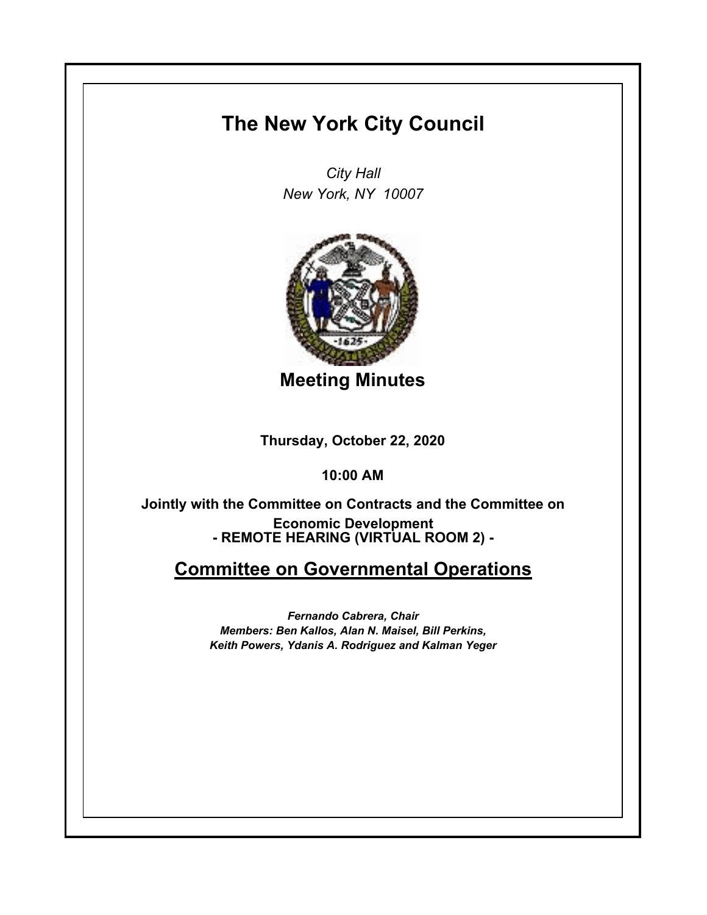# The New York City Council

*City Hall*
*New York, NY 10007*

## Meeting Minutes

**Thursday, October 22, 2020**

**10:00 AM**

**Jointly with the Committee on Contracts and the Committee on Economic Development**
**- REMOTE HEARING (VIRTUAL ROOM 2) -**

## Committee on Governmental Operations

*Fernando Cabrera, Chair*
*Members: Ben Kallos, Alan N. Maisel, Bill Perkins, Keith Powers, Ydanis A. Rodriguez and Kalman Yeger*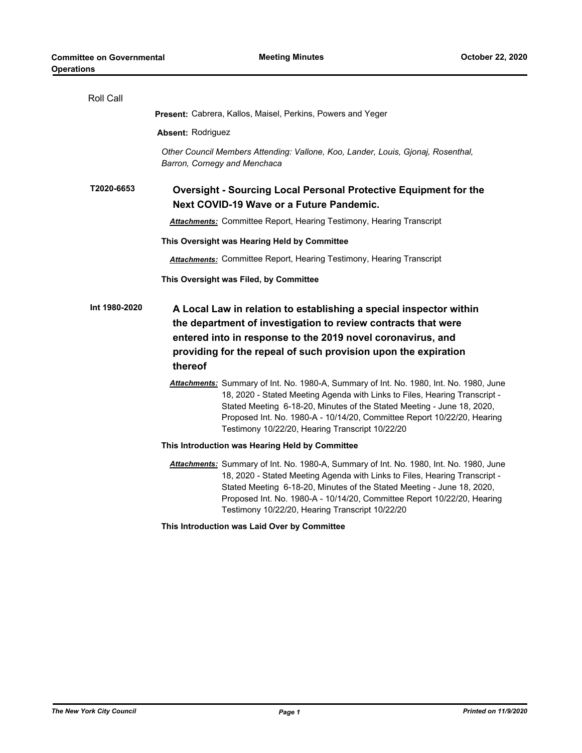Roll Call

**Present:** Cabrera, Kallos, Maisel, Perkins, Powers and Yeger

**Absent:** Rodriguez

*Other Council Members Attending: Vallone, Koo, Lander, Louis, Gjonaj, Rosenthal, Barron, Cornegy and Menchaca*

**T2020-6653** **Oversight - Sourcing Local Personal Protective Equipment for the Next COVID-19 Wave or a Future Pandemic.**

***Attachments:*** Committee Report, Hearing Testimony, Hearing Transcript

**This Oversight was Hearing Held by Committee**

***Attachments:*** Committee Report, Hearing Testimony, Hearing Transcript

**This Oversight was Filed, by Committee**

**Int 1980-2020** **A Local Law in relation to establishing a special inspector within the department of investigation to review contracts that were entered into in response to the 2019 novel coronavirus, and providing for the repeal of such provision upon the expiration thereof**

***Attachments:*** Summary of Int. No. 1980-A, Summary of Int. No. 1980, Int. No. 1980, June 18, 2020 - Stated Meeting Agenda with Links to Files, Hearing Transcript - Stated Meeting 6-18-20, Minutes of the Stated Meeting - June 18, 2020, Proposed Int. No. 1980-A - 10/14/20, Committee Report 10/22/20, Hearing Testimony 10/22/20, Hearing Transcript 10/22/20

**This Introduction was Hearing Held by Committee**

***Attachments:*** Summary of Int. No. 1980-A, Summary of Int. No. 1980, Int. No. 1980, June 18, 2020 - Stated Meeting Agenda with Links to Files, Hearing Transcript - Stated Meeting 6-18-20, Minutes of the Stated Meeting - June 18, 2020, Proposed Int. No. 1980-A - 10/14/20, Committee Report 10/22/20, Hearing Testimony 10/22/20, Hearing Transcript 10/22/20

**This Introduction was Laid Over by Committee**